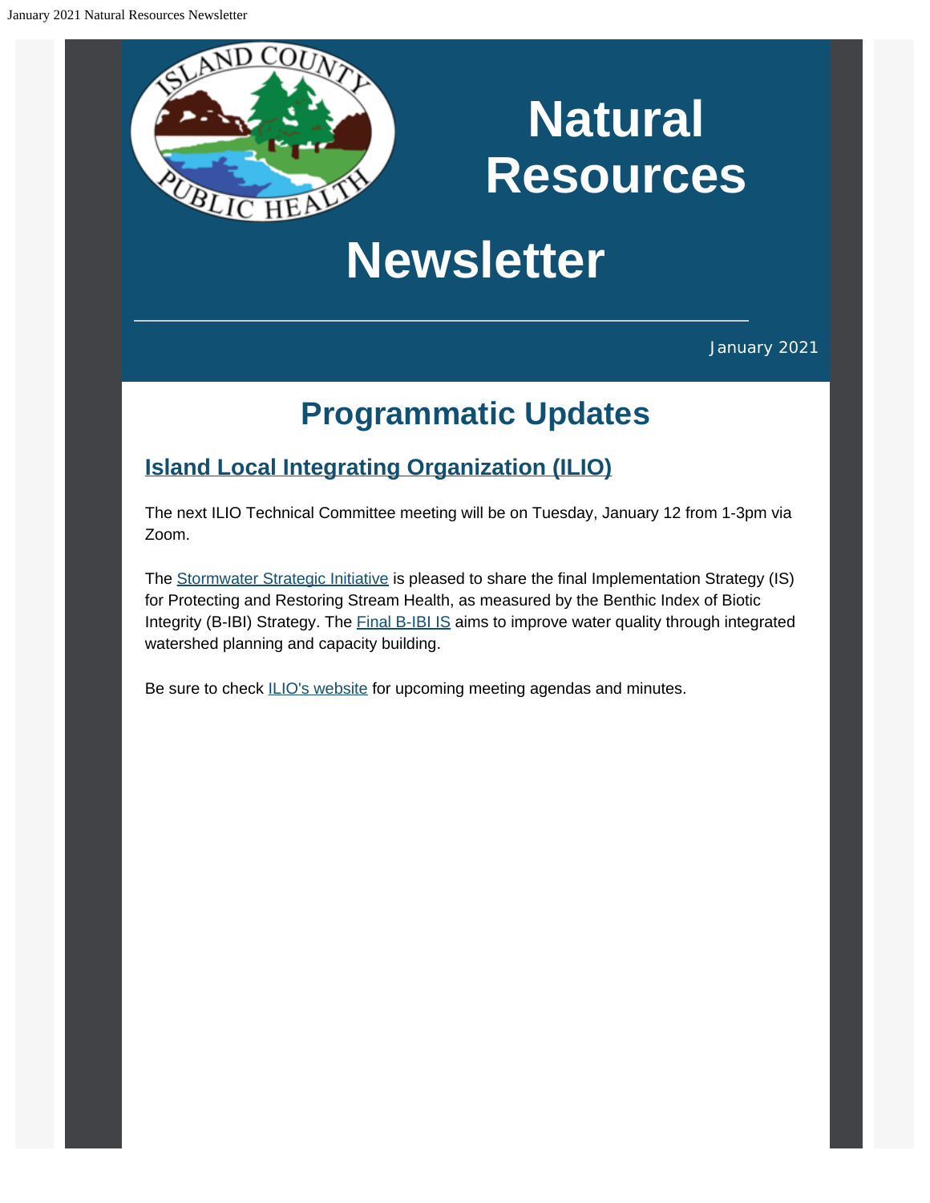# Natural Resources Newsletter

January 2021

## Programmatic Updates

### Island Local Integrating Organization (ILIO)

The next ILIO Technical Committee meeting will be on Tuesday, January 12 from 1-3pm via Zoom.

The Stormwater Strategic Initiative is pleased to share the final Implementation Strategy (IS) for Protecting and Restoring Stream Health, as measured by the Benthic Index of Biotic Integrity (B-IBI) Strategy. The Final B-IBI IS aims to improve water quality through integrated watershed planning and capacity building.

Be sure to check ILIO's website for upcoming meeting agendas and minutes.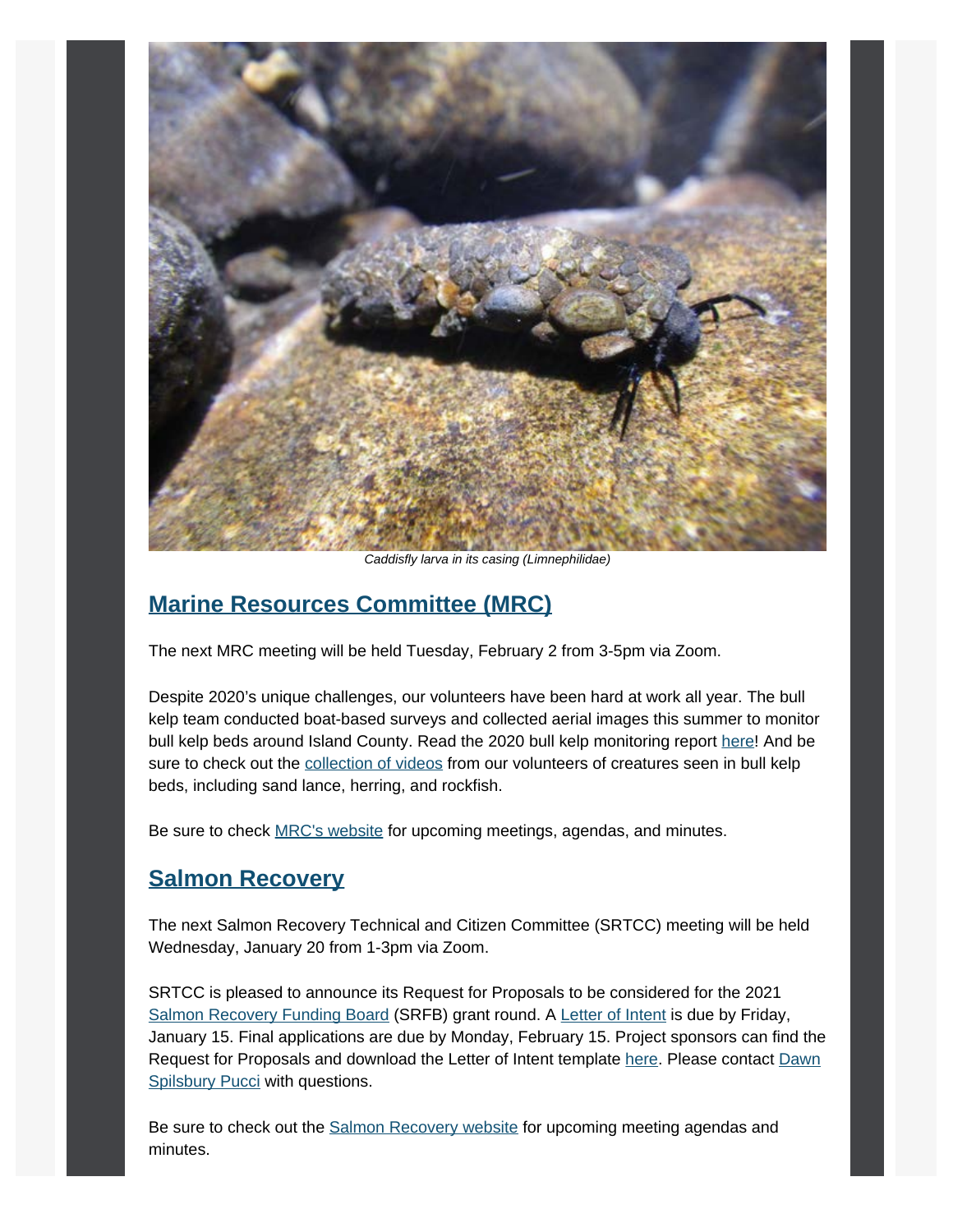*Caddisfly larva in its casing (Limnephilidae)*

## Marine Resources Committee (MRC)

The next MRC meeting will be held Tuesday, February 2 from 3-5pm via Zoom.

Despite 2020's unique challenges, our volunteers have been hard at work all year. The bull kelp team conducted boat-based surveys and collected aerial images this summer to monitor bull kelp beds around Island County. Read the 2020 bull kelp monitoring report here! And be sure to check out the collection of videos from our volunteers of creatures seen in bull kelp beds, including sand lance, herring, and rockfish.

Be sure to check MRC's website for upcoming meetings, agendas, and minutes.

## Salmon Recovery

The next Salmon Recovery Technical and Citizen Committee (SRTCC) meeting will be held Wednesday, January 20 from 1-3pm via Zoom.

SRTCC is pleased to announce its Request for Proposals to be considered for the 2021 Salmon Recovery Funding Board (SRFB) grant round. A Letter of Intent is due by Friday, January 15. Final applications are due by Monday, February 15. Project sponsors can find the Request for Proposals and download the Letter of Intent template here. Please contact Dawn Spilsbury Pucci with questions.

Be sure to check out the Salmon Recovery website for upcoming meeting agendas and minutes.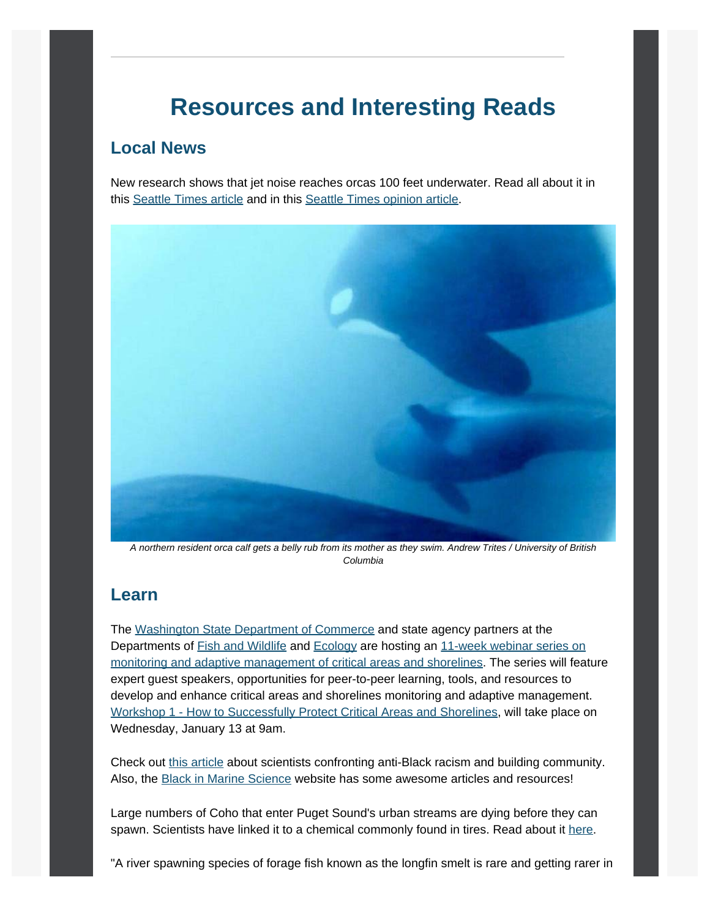# Resources and Interesting Reads

## Local News

New research shows that jet noise reaches orcas 100 feet underwater. Read all about it in this Seattle Times article and in this Seattle Times opinion article.

*A northern resident orca calf gets a belly rub from its mother as they swim. Andrew Trites / University of British Columbia*

## Learn

The Washington State Department of Commerce and state agency partners at the Departments of Fish and Wildlife and Ecology are hosting an 11-week webinar series on monitoring and adaptive management of critical areas and shorelines. The series will feature expert guest speakers, opportunities for peer-to-peer learning, tools, and resources to develop and enhance critical areas and shorelines monitoring and adaptive management. Workshop 1 - How to Successfully Protect Critical Areas and Shorelines, will take place on Wednesday, January 13 at 9am.

Check out this article about scientists confronting anti-Black racism and building community. Also, the Black in Marine Science website has some awesome articles and resources!

Large numbers of Coho that enter Puget Sound's urban streams are dying before they can spawn. Scientists have linked it to a chemical commonly found in tires. Read about it here.

"A river spawning species of forage fish known as the longfin smelt is rare and getting rarer in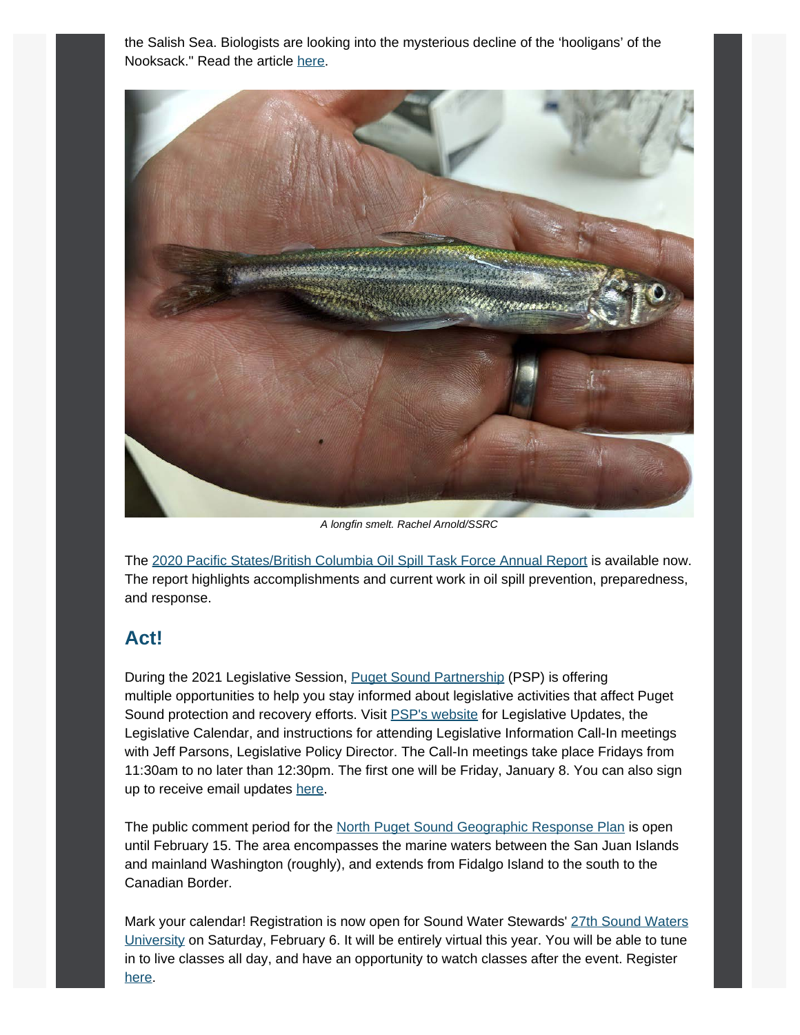the Salish Sea. Biologists are looking into the mysterious decline of the 'hooligans' of the Nooksack." Read the article here.

*A longfin smelt. Rachel Arnold/SSRC*

The 2020 Pacific States/British Columbia Oil Spill Task Force Annual Report is available now. The report highlights accomplishments and current work in oil spill prevention, preparedness, and response.

## Act!

During the 2021 Legislative Session, Puget Sound Partnership (PSP) is offering multiple opportunities to help you stay informed about legislative activities that affect Puget Sound protection and recovery efforts. Visit PSP's website for Legislative Updates, the Legislative Calendar, and instructions for attending Legislative Information Call-In meetings with Jeff Parsons, Legislative Policy Director. The Call-In meetings take place Fridays from 11:30am to no later than 12:30pm. The first one will be Friday, January 8. You can also sign up to receive email updates here.

The public comment period for the North Puget Sound Geographic Response Plan is open until February 15. The area encompasses the marine waters between the San Juan Islands and mainland Washington (roughly), and extends from Fidalgo Island to the south to the Canadian Border.

Mark your calendar! Registration is now open for Sound Water Stewards' 27th Sound Waters University on Saturday, February 6. It will be entirely virtual this year. You will be able to tune in to live classes all day, and have an opportunity to watch classes after the event. Register here.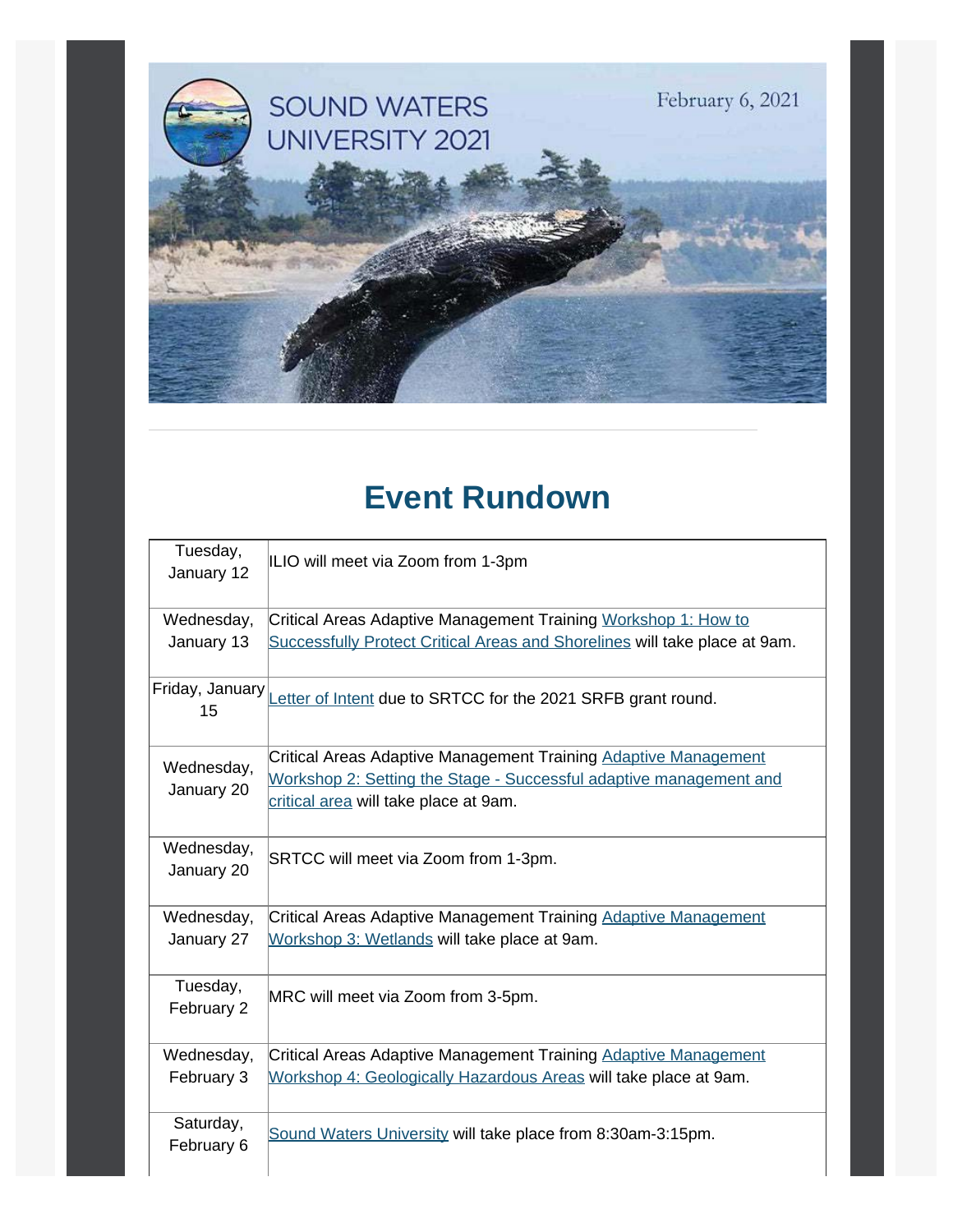SOUND WATERS UNIVERSITY 2021

February 6, 2021

# Event Rundown

| | |
|---|---|
| Tuesday, January 12 | ILIO will meet via Zoom from 1-3pm |
| Wednesday, January 13 | Critical Areas Adaptive Management Training Workshop 1: How to Successfully Protect Critical Areas and Shorelines will take place at 9am. |
| Friday, January 15 | Letter of Intent due to SRTCC for the 2021 SRFB grant round. |
| Wednesday, January 20 | Critical Areas Adaptive Management Training Adaptive Management Workshop 2: Setting the Stage - Successful adaptive management and critical area will take place at 9am. |
| Wednesday, January 20 | SRTCC will meet via Zoom from 1-3pm. |
| Wednesday, January 27 | Critical Areas Adaptive Management Training Adaptive Management Workshop 3: Wetlands will take place at 9am. |
| Tuesday, February 2 | MRC will meet via Zoom from 3-5pm. |
| Wednesday, February 3 | Critical Areas Adaptive Management Training Adaptive Management Workshop 4: Geologically Hazardous Areas will take place at 9am. |
| Saturday, February 6 | Sound Waters University will take place from 8:30am-3:15pm. |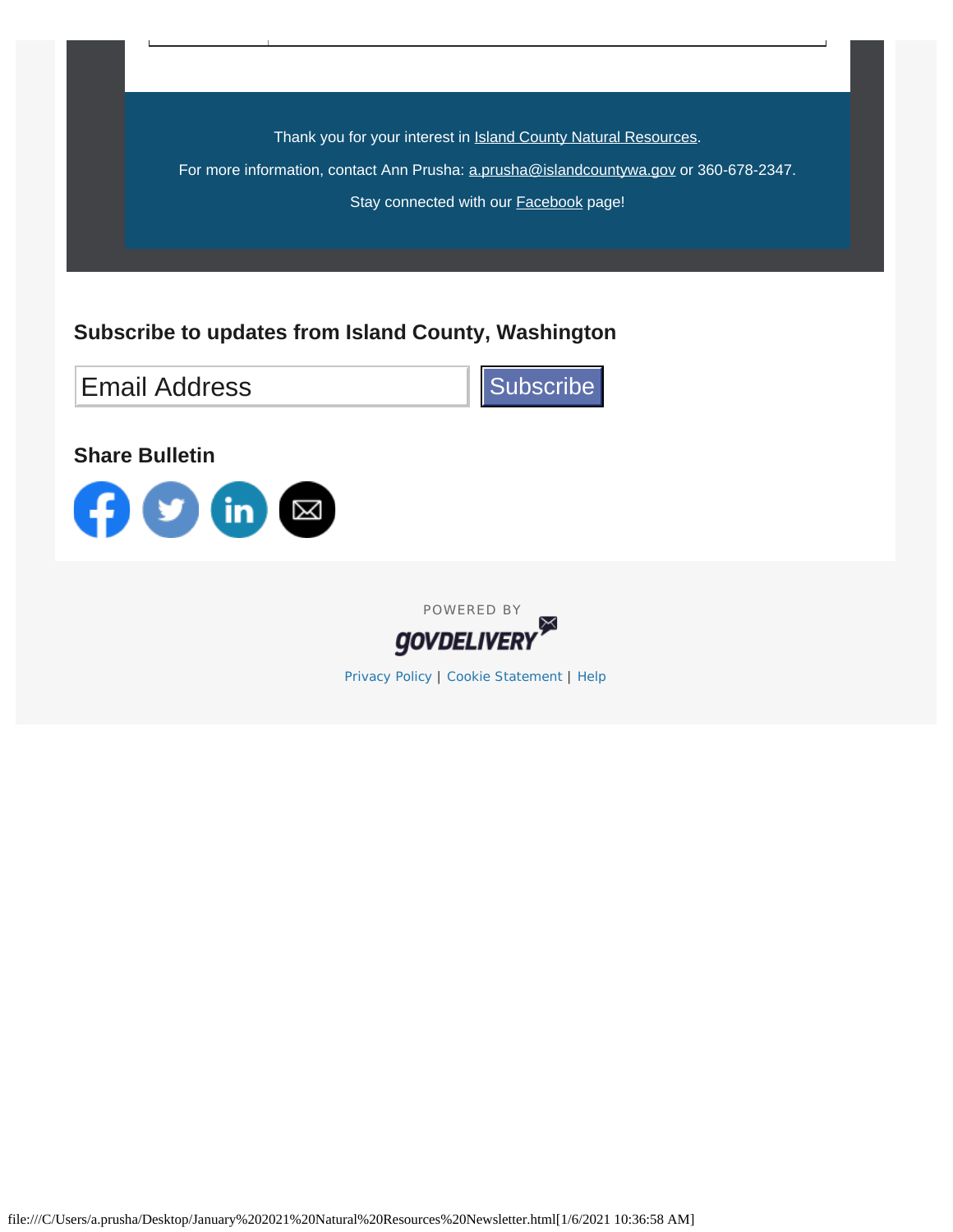Thank you for your interest in Island County Natural Resources.

For more information, contact Ann Prusha: a.prusha@islandcountywa.gov or 360-678-2347.

Stay connected with our Facebook page!

## Subscribe to updates from Island County, Washington

Email Address | Subscribe

## Share Bulletin

POWERED BY GOVDELIVERY

Privacy Policy | Cookie Statement | Help